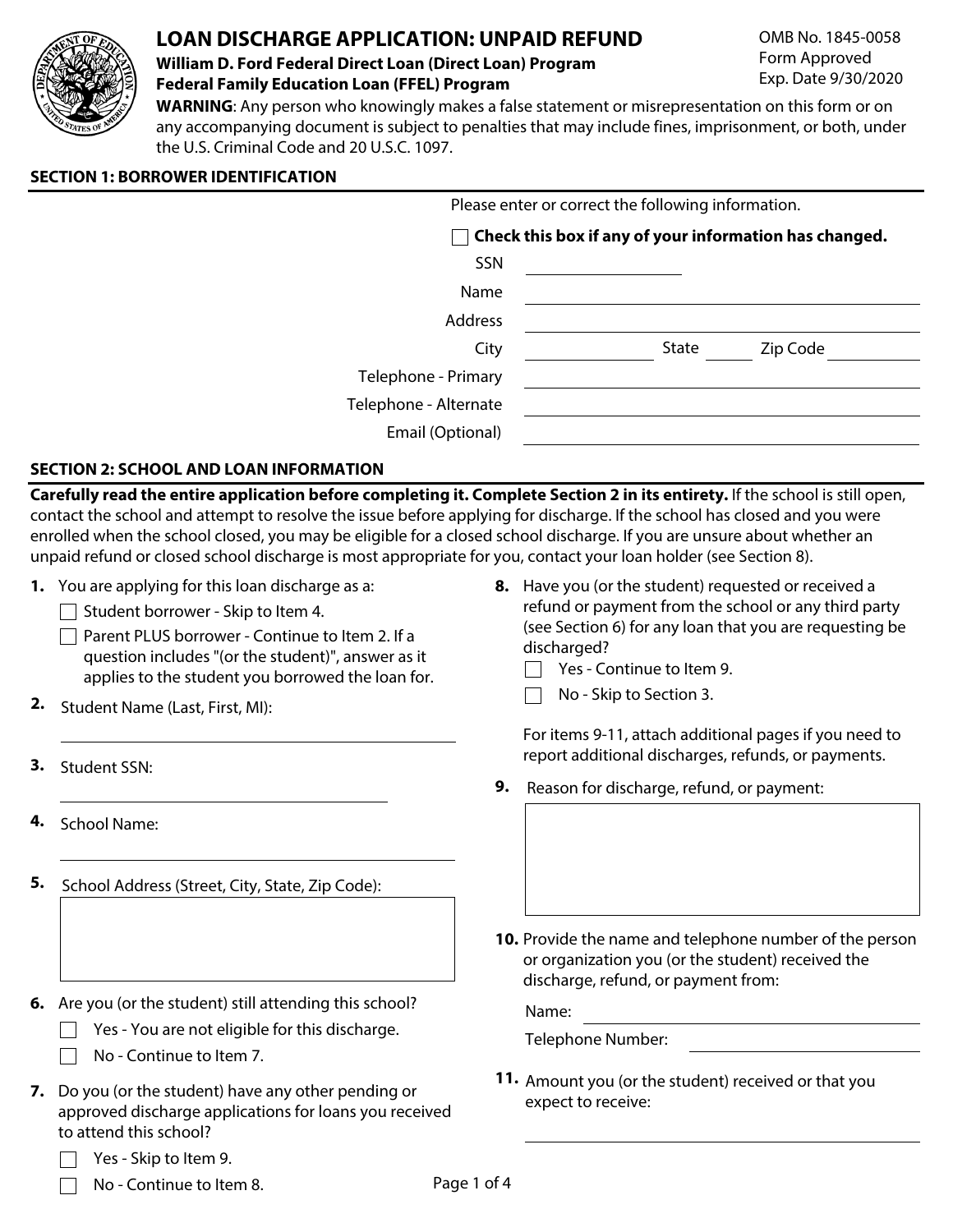# LOAN DISCHARGE APPLICATION: UNPAID REFUND

**William D. Ford Federal Direct Loan (Direct Loan) Program**
**Federal Family Education Loan (FFEL) Program**

OMB No. 1845-0058
Form Approved
Exp. Date 9/30/2020

**WARNING**: Any person who knowingly makes a false statement or misrepresentation on this form or on any accompanying document is subject to penalties that may include fines, imprisonment, or both, under the U.S. Criminal Code and 20 U.S.C. 1097.

## SECTION 1: BORROWER IDENTIFICATION

Please enter or correct the following information.

☐ **Check this box if any of your information has changed.**

SSN ______________

Name ______________

Address ______________

City ______________ State ______ Zip Code ______________

Telephone - Primary ______________

Telephone - Alternate ______________

Email (Optional) ______________

## SECTION 2: SCHOOL AND LOAN INFORMATION

**Carefully read the entire application before completing it. Complete Section 2 in its entirety.** If the school is still open, contact the school and attempt to resolve the issue before applying for discharge. If the school has closed and you were enrolled when the school closed, you may be eligible for a closed school discharge. If you are unsure about whether an unpaid refund or closed school discharge is most appropriate for you, contact your loan holder (see Section 8).

**1.** You are applying for this loan discharge as a:

☐ Student borrower - Skip to Item 4.

☐ Parent PLUS borrower - Continue to Item 2. If a question includes "(or the student)", answer as it applies to the student you borrowed the loan for.

**2.** Student Name (Last, First, MI):

______________

**3.** Student SSN:

______________

**4.** School Name:

______________

**5.** School Address (Street, City, State, Zip Code):

______________

**6.** Are you (or the student) still attending this school?

☐ Yes - You are not eligible for this discharge.

☐ No - Continue to Item 7.

**7.** Do you (or the student) have any other pending or approved discharge applications for loans you received to attend this school?

☐ Yes - Skip to Item 9.

☐ No - Continue to Item 8.

**8.** Have you (or the student) requested or received a refund or payment from the school or any third party (see Section 6) for any loan that you are requesting be discharged?

☐ Yes - Continue to Item 9.

☐ No - Skip to Section 3.

For items 9-11, attach additional pages if you need to report additional discharges, refunds, or payments.

**9.** Reason for discharge, refund, or payment:

______________

**10.** Provide the name and telephone number of the person or organization you (or the student) received the discharge, refund, or payment from:

Name: ______________

Telephone Number: ______________

**11.** Amount you (or the student) received or that you expect to receive:

______________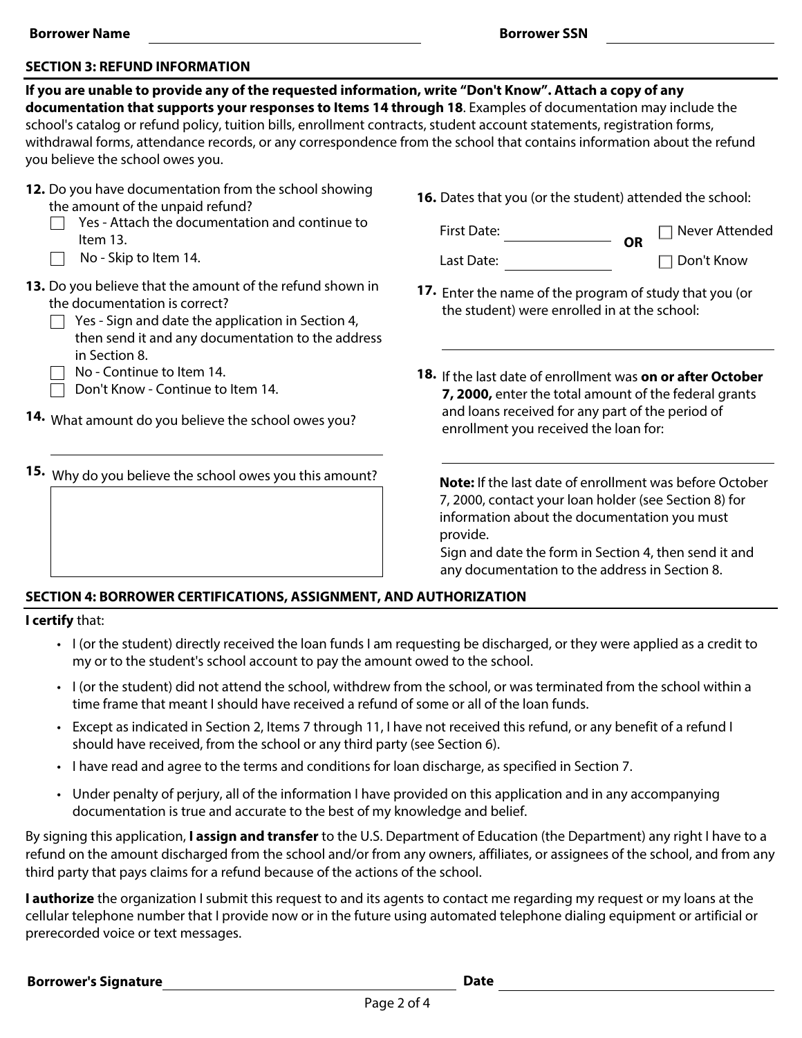**Borrower Name** ______________________ **Borrower SSN** ______________________

## SECTION 3: REFUND INFORMATION

**If you are unable to provide any of the requested information, write "Don't Know". Attach a copy of any documentation that supports your responses to Items 14 through 18**. Examples of documentation may include the school's catalog or refund policy, tuition bills, enrollment contracts, student account statements, registration forms, withdrawal forms, attendance records, or any correspondence from the school that contains information about the refund you believe the school owes you.

**12.** Do you have documentation from the school showing the amount of the unpaid refund?

- ☐ Yes - Attach the documentation and continue to Item 13.
- ☐ No - Skip to Item 14.

**13.** Do you believe that the amount of the refund shown in the documentation is correct?

- ☐ Yes - Sign and date the application in Section 4, then send it and any documentation to the address in Section 8.
- ☐ No - Continue to Item 14.
- ☐ Don't Know - Continue to Item 14.

**14.** What amount do you believe the school owes you?

______________________

**15.** Why do you believe the school owes you this amount?

______________________

**16.** Dates that you (or the student) attended the school:

First Date: ______________ **OR** ☐ Never Attended

Last Date: ______________ ☐ Don't Know

**17.** Enter the name of the program of study that you (or the student) were enrolled in at the school:

______________________

**18.** If the last date of enrollment was **on or after October 7, 2000,** enter the total amount of the federal grants and loans received for any part of the period of enrollment you received the loan for:

______________________

**Note:** If the last date of enrollment was before October 7, 2000, contact your loan holder (see Section 8) for information about the documentation you must provide.
Sign and date the form in Section 4, then send it and any documentation to the address in Section 8.

## SECTION 4: BORROWER CERTIFICATIONS, ASSIGNMENT, AND AUTHORIZATION

**I certify** that:

- I (or the student) directly received the loan funds I am requesting be discharged, or they were applied as a credit to my or to the student's school account to pay the amount owed to the school.
- I (or the student) did not attend the school, withdrew from the school, or was terminated from the school within a time frame that meant I should have received a refund of some or all of the loan funds.
- Except as indicated in Section 2, Items 7 through 11, I have not received this refund, or any benefit of a refund I should have received, from the school or any third party (see Section 6).
- I have read and agree to the terms and conditions for loan discharge, as specified in Section 7.
- Under penalty of perjury, all of the information I have provided on this application and in any accompanying documentation is true and accurate to the best of my knowledge and belief.

By signing this application, **I assign and transfer** to the U.S. Department of Education (the Department) any right I have to a refund on the amount discharged from the school and/or from any owners, affiliates, or assignees of the school, and from any third party that pays claims for a refund because of the actions of the school.

**I authorize** the organization I submit this request to and its agents to contact me regarding my request or my loans at the cellular telephone number that I provide now or in the future using automated telephone dialing equipment or artificial or prerecorded voice or text messages.

**Borrower's Signature** ______________________ **Date** ______________________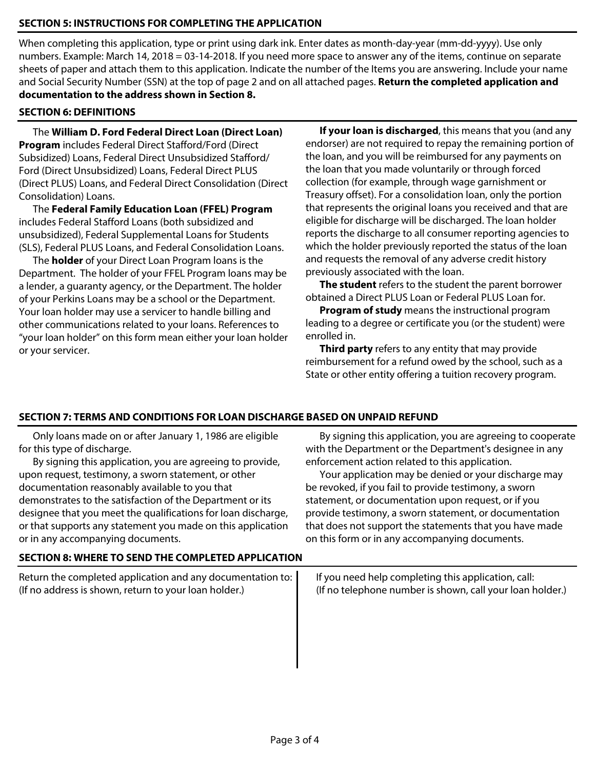## SECTION 5: INSTRUCTIONS FOR COMPLETING THE APPLICATION

When completing this application, type or print using dark ink. Enter dates as month-day-year (mm-dd-yyyy). Use only numbers. Example: March 14, 2018 = 03-14-2018. If you need more space to answer any of the items, continue on separate sheets of paper and attach them to this application. Indicate the number of the Items you are answering. Include your name and Social Security Number (SSN) at the top of page 2 and on all attached pages. **Return the completed application and documentation to the address shown in Section 8.**

## SECTION 6: DEFINITIONS

The **William D. Ford Federal Direct Loan (Direct Loan) Program** includes Federal Direct Stafford/Ford (Direct Subsidized) Loans, Federal Direct Unsubsidized Stafford/Ford (Direct Unsubsidized) Loans, Federal Direct PLUS (Direct PLUS) Loans, and Federal Direct Consolidation (Direct Consolidation) Loans.

The **Federal Family Education Loan (FFEL) Program** includes Federal Stafford Loans (both subsidized and unsubsidized), Federal Supplemental Loans for Students (SLS), Federal PLUS Loans, and Federal Consolidation Loans.

The **holder** of your Direct Loan Program loans is the Department. The holder of your FFEL Program loans may be a lender, a guaranty agency, or the Department. The holder of your Perkins Loans may be a school or the Department. Your loan holder may use a servicer to handle billing and other communications related to your loans. References to "your loan holder" on this form mean either your loan holder or your servicer.

**If your loan is discharged**, this means that you (and any endorser) are not required to repay the remaining portion of the loan, and you will be reimbursed for any payments on the loan that you made voluntarily or through forced collection (for example, through wage garnishment or Treasury offset). For a consolidation loan, only the portion that represents the original loans you received and that are eligible for discharge will be discharged. The loan holder reports the discharge to all consumer reporting agencies to which the holder previously reported the status of the loan and requests the removal of any adverse credit history previously associated with the loan.

**The student** refers to the student the parent borrower obtained a Direct PLUS Loan or Federal PLUS Loan for.

**Program of study** means the instructional program leading to a degree or certificate you (or the student) were enrolled in.

**Third party** refers to any entity that may provide reimbursement for a refund owed by the school, such as a State or other entity offering a tuition recovery program.

## SECTION 7: TERMS AND CONDITIONS FOR LOAN DISCHARGE BASED ON UNPAID REFUND

Only loans made on or after January 1, 1986 are eligible for this type of discharge.

By signing this application, you are agreeing to provide, upon request, testimony, a sworn statement, or other documentation reasonably available to you that demonstrates to the satisfaction of the Department or its designee that you meet the qualifications for loan discharge, or that supports any statement you made on this application or in any accompanying documents.

By signing this application, you are agreeing to cooperate with the Department or the Department's designee in any enforcement action related to this application.

Your application may be denied or your discharge may be revoked, if you fail to provide testimony, a sworn statement, or documentation upon request, or if you provide testimony, a sworn statement, or documentation that does not support the statements that you have made on this form or in any accompanying documents.

## SECTION 8: WHERE TO SEND THE COMPLETED APPLICATION

Return the completed application and any documentation to:
(If no address is shown, return to your loan holder.)

If you need help completing this application, call:
(If no telephone number is shown, call your loan holder.)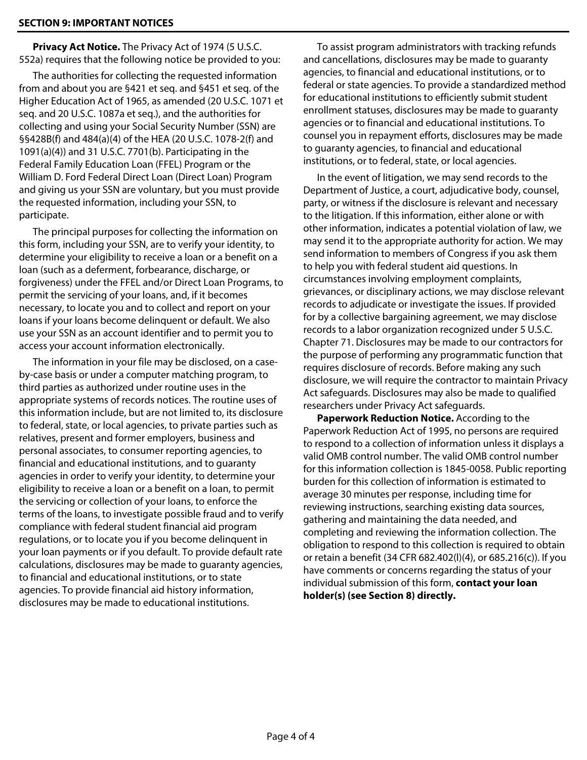## SECTION 9: IMPORTANT NOTICES

**Privacy Act Notice.** The Privacy Act of 1974 (5 U.S.C. 552a) requires that the following notice be provided to you:

The authorities for collecting the requested information from and about you are §421 et seq. and §451 et seq. of the Higher Education Act of 1965, as amended (20 U.S.C. 1071 et seq. and 20 U.S.C. 1087a et seq.), and the authorities for collecting and using your Social Security Number (SSN) are §§428B(f) and 484(a)(4) of the HEA (20 U.S.C. 1078-2(f) and 1091(a)(4)) and 31 U.S.C. 7701(b). Participating in the Federal Family Education Loan (FFEL) Program or the William D. Ford Federal Direct Loan (Direct Loan) Program and giving us your SSN are voluntary, but you must provide the requested information, including your SSN, to participate.

The principal purposes for collecting the information on this form, including your SSN, are to verify your identity, to determine your eligibility to receive a loan or a benefit on a loan (such as a deferment, forbearance, discharge, or forgiveness) under the FFEL and/or Direct Loan Programs, to permit the servicing of your loans, and, if it becomes necessary, to locate you and to collect and report on your loans if your loans become delinquent or default. We also use your SSN as an account identifier and to permit you to access your account information electronically.

The information in your file may be disclosed, on a case-by-case basis or under a computer matching program, to third parties as authorized under routine uses in the appropriate systems of records notices. The routine uses of this information include, but are not limited to, its disclosure to federal, state, or local agencies, to private parties such as relatives, present and former employers, business and personal associates, to consumer reporting agencies, to financial and educational institutions, and to guaranty agencies in order to verify your identity, to determine your eligibility to receive a loan or a benefit on a loan, to permit the servicing or collection of your loans, to enforce the terms of the loans, to investigate possible fraud and to verify compliance with federal student financial aid program regulations, or to locate you if you become delinquent in your loan payments or if you default. To provide default rate calculations, disclosures may be made to guaranty agencies, to financial and educational institutions, or to state agencies. To provide financial aid history information, disclosures may be made to educational institutions.

To assist program administrators with tracking refunds and cancellations, disclosures may be made to guaranty agencies, to financial and educational institutions, or to federal or state agencies. To provide a standardized method for educational institutions to efficiently submit student enrollment statuses, disclosures may be made to guaranty agencies or to financial and educational institutions. To counsel you in repayment efforts, disclosures may be made to guaranty agencies, to financial and educational institutions, or to federal, state, or local agencies.

In the event of litigation, we may send records to the Department of Justice, a court, adjudicative body, counsel, party, or witness if the disclosure is relevant and necessary to the litigation. If this information, either alone or with other information, indicates a potential violation of law, we may send it to the appropriate authority for action. We may send information to members of Congress if you ask them to help you with federal student aid questions. In circumstances involving employment complaints, grievances, or disciplinary actions, we may disclose relevant records to adjudicate or investigate the issues. If provided for by a collective bargaining agreement, we may disclose records to a labor organization recognized under 5 U.S.C. Chapter 71. Disclosures may be made to our contractors for the purpose of performing any programmatic function that requires disclosure of records. Before making any such disclosure, we will require the contractor to maintain Privacy Act safeguards. Disclosures may also be made to qualified researchers under Privacy Act safeguards.

**Paperwork Reduction Notice.** According to the Paperwork Reduction Act of 1995, no persons are required to respond to a collection of information unless it displays a valid OMB control number. The valid OMB control number for this information collection is 1845-0058. Public reporting burden for this collection of information is estimated to average 30 minutes per response, including time for reviewing instructions, searching existing data sources, gathering and maintaining the data needed, and completing and reviewing the information collection. The obligation to respond to this collection is required to obtain or retain a benefit (34 CFR 682.402(l)(4), or 685.216(c)). If you have comments or concerns regarding the status of your individual submission of this form, **contact your loan holder(s) (see Section 8) directly.**